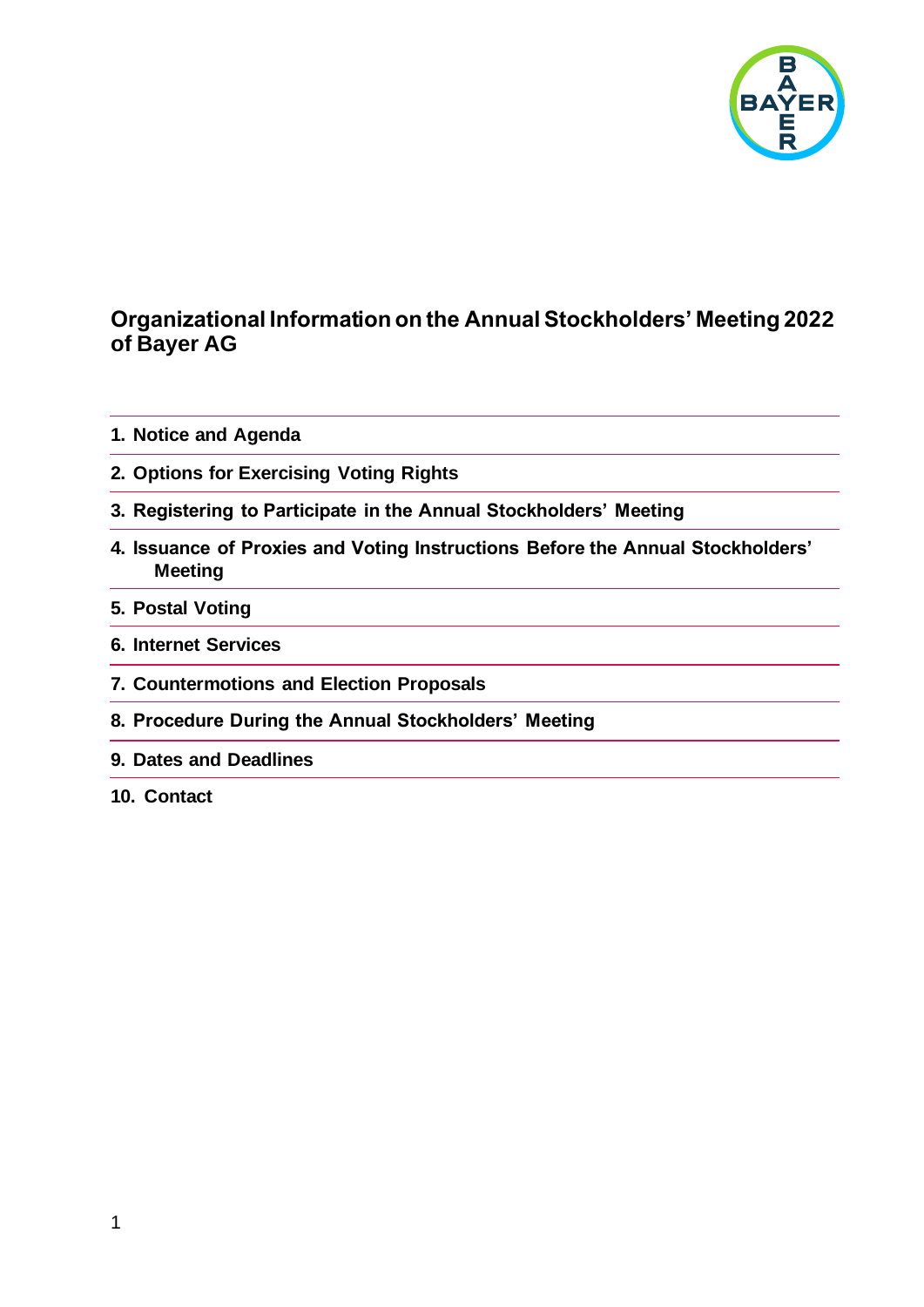# Organizational Information on the Annual Stockholders' Meeting 2022 of Bayer AG

1. **Notice and Agenda**
2. **Options for Exercising Voting Rights**
3. **Registering to Participate in the Annual Stockholders' Meeting**
4. **Issuance of Proxies and Voting Instructions Before the Annual Stockholders' Meeting**
5. **Postal Voting**
6. **Internet Services**
7. **Countermotions and Election Proposals**
8. **Procedure During the Annual Stockholders' Meeting**
9. **Dates and Deadlines**
10. **Contact**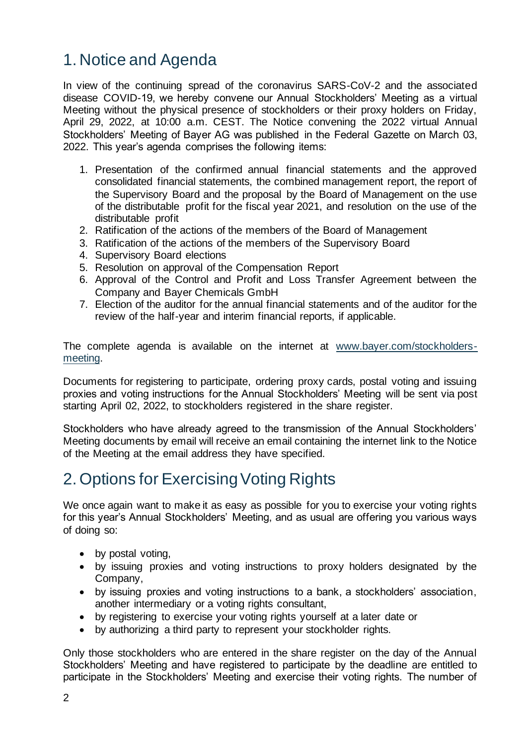# 1. Notice and Agenda

In view of the continuing spread of the coronavirus SARS-CoV-2 and the associated disease COVID-19, we hereby convene our Annual Stockholders' Meeting as a virtual Meeting without the physical presence of stockholders or their proxy holders on Friday, April 29, 2022, at 10:00 a.m. CEST. The Notice convening the 2022 virtual Annual Stockholders' Meeting of Bayer AG was published in the Federal Gazette on March 03, 2022. This year's agenda comprises the following items:

1. Presentation of the confirmed annual financial statements and the approved consolidated financial statements, the combined management report, the report of the Supervisory Board and the proposal by the Board of Management on the use of the distributable profit for the fiscal year 2021, and resolution on the use of the distributable profit
2. Ratification of the actions of the members of the Board of Management
3. Ratification of the actions of the members of the Supervisory Board
4. Supervisory Board elections
5. Resolution on approval of the Compensation Report
6. Approval of the Control and Profit and Loss Transfer Agreement between the Company and Bayer Chemicals GmbH
7. Election of the auditor for the annual financial statements and of the auditor for the review of the half-year and interim financial reports, if applicable.

The complete agenda is available on the internet at [www.bayer.com/stockholders-meeting](http://www.bayer.com/stockholders-meeting).

Documents for registering to participate, ordering proxy cards, postal voting and issuing proxies and voting instructions for the Annual Stockholders' Meeting will be sent via post starting April 02, 2022, to stockholders registered in the share register.

Stockholders who have already agreed to the transmission of the Annual Stockholders' Meeting documents by email will receive an email containing the internet link to the Notice of the Meeting at the email address they have specified.

# 2. Options for Exercising Voting Rights

We once again want to make it as easy as possible for you to exercise your voting rights for this year's Annual Stockholders' Meeting, and as usual are offering you various ways of doing so:

- by postal voting,
- by issuing proxies and voting instructions to proxy holders designated by the Company,
- by issuing proxies and voting instructions to a bank, a stockholders' association, another intermediary or a voting rights consultant,
- by registering to exercise your voting rights yourself at a later date or
- by authorizing a third party to represent your stockholder rights.

Only those stockholders who are entered in the share register on the day of the Annual Stockholders' Meeting and have registered to participate by the deadline are entitled to participate in the Stockholders' Meeting and exercise their voting rights. The number of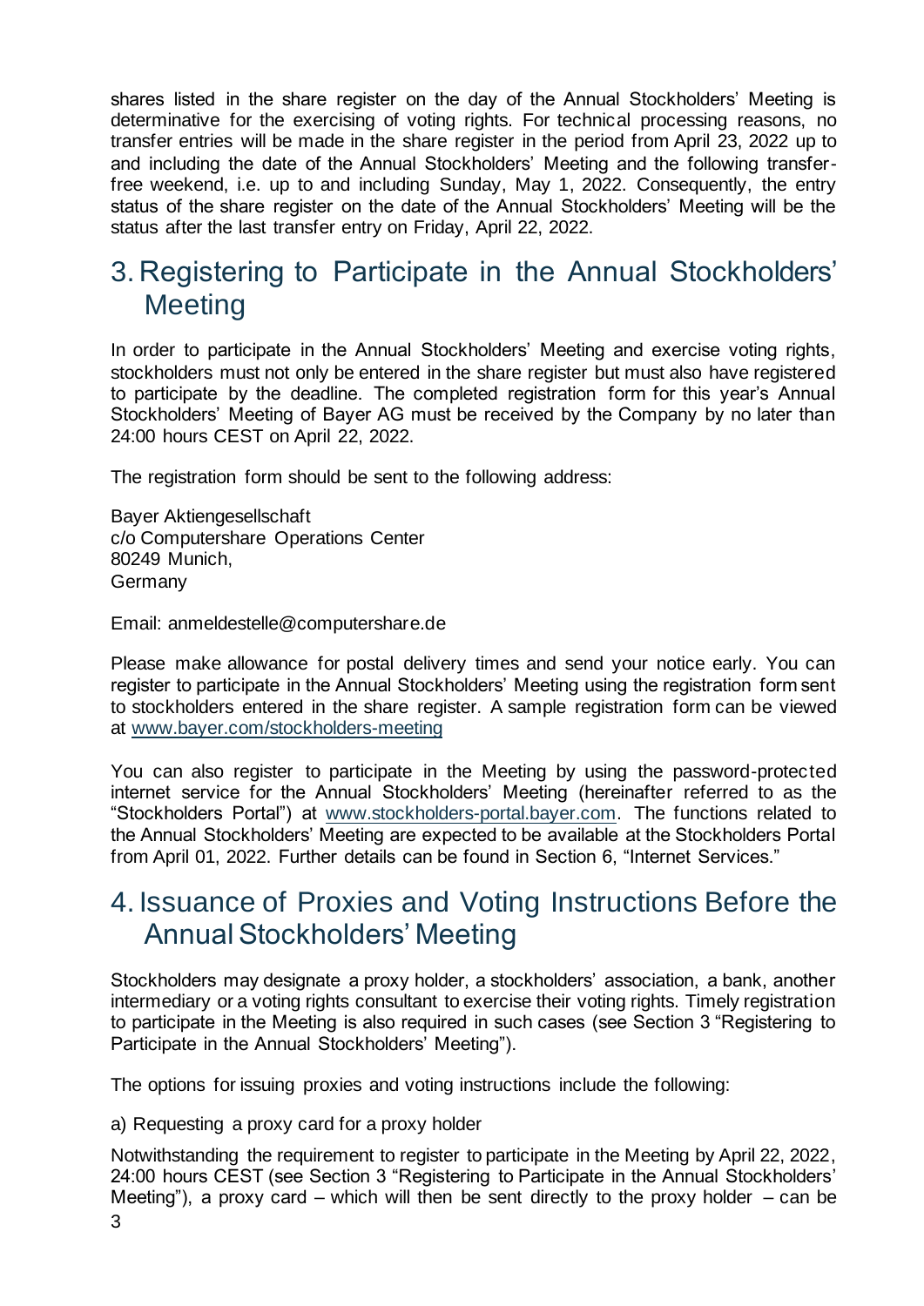shares listed in the share register on the day of the Annual Stockholders' Meeting is determinative for the exercising of voting rights. For technical processing reasons, no transfer entries will be made in the share register in the period from April 23, 2022 up to and including the date of the Annual Stockholders' Meeting and the following transfer-free weekend, i.e. up to and including Sunday, May 1, 2022. Consequently, the entry status of the share register on the date of the Annual Stockholders' Meeting will be the status after the last transfer entry on Friday, April 22, 2022.

## 3. Registering to Participate in the Annual Stockholders' Meeting

In order to participate in the Annual Stockholders' Meeting and exercise voting rights, stockholders must not only be entered in the share register but must also have registered to participate by the deadline. The completed registration form for this year's Annual Stockholders' Meeting of Bayer AG must be received by the Company by no later than 24:00 hours CEST on April 22, 2022.

The registration form should be sent to the following address:

Bayer Aktiengesellschaft
c/o Computershare Operations Center
80249 Munich,
Germany

Email: anmeldestelle@computershare.de

Please make allowance for postal delivery times and send your notice early. You can register to participate in the Annual Stockholders' Meeting using the registration form sent to stockholders entered in the share register. A sample registration form can be viewed at www.bayer.com/stockholders-meeting

You can also register to participate in the Meeting by using the password-protected internet service for the Annual Stockholders' Meeting (hereinafter referred to as the "Stockholders Portal") at www.stockholders-portal.bayer.com. The functions related to the Annual Stockholders' Meeting are expected to be available at the Stockholders Portal from April 01, 2022. Further details can be found in Section 6, "Internet Services."

## 4. Issuance of Proxies and Voting Instructions Before the Annual Stockholders' Meeting

Stockholders may designate a proxy holder, a stockholders' association, a bank, another intermediary or a voting rights consultant to exercise their voting rights. Timely registration to participate in the Meeting is also required in such cases (see Section 3 "Registering to Participate in the Annual Stockholders' Meeting").

The options for issuing proxies and voting instructions include the following:

a) Requesting a proxy card for a proxy holder

Notwithstanding the requirement to register to participate in the Meeting by April 22, 2022, 24:00 hours CEST (see Section 3 "Registering to Participate in the Annual Stockholders' Meeting"), a proxy card – which will then be sent directly to the proxy holder – can be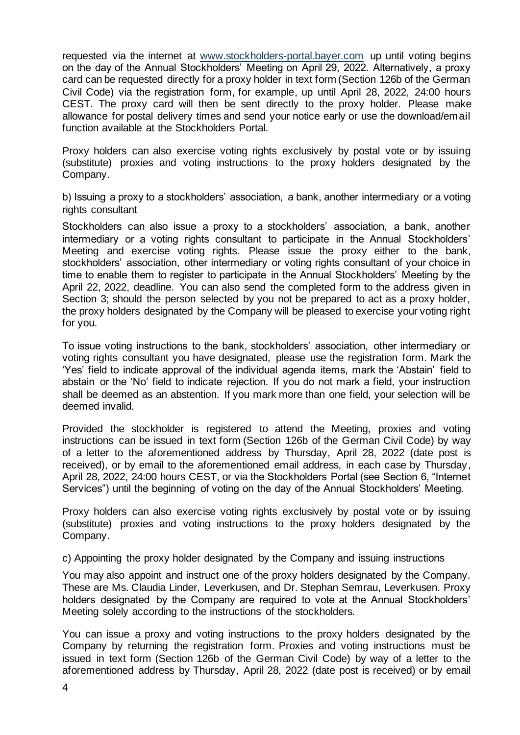requested via the internet at www.stockholders-portal.bayer.com up until voting begins on the day of the Annual Stockholders' Meeting on April 29, 2022. Alternatively, a proxy card can be requested directly for a proxy holder in text form (Section 126b of the German Civil Code) via the registration form, for example, up until April 28, 2022, 24:00 hours CEST. The proxy card will then be sent directly to the proxy holder. Please make allowance for postal delivery times and send your notice early or use the download/email function available at the Stockholders Portal.

Proxy holders can also exercise voting rights exclusively by postal vote or by issuing (substitute) proxies and voting instructions to the proxy holders designated by the Company.

b) Issuing a proxy to a stockholders' association, a bank, another intermediary or a voting rights consultant

Stockholders can also issue a proxy to a stockholders' association, a bank, another intermediary or a voting rights consultant to participate in the Annual Stockholders' Meeting and exercise voting rights. Please issue the proxy either to the bank, stockholders' association, other intermediary or voting rights consultant of your choice in time to enable them to register to participate in the Annual Stockholders' Meeting by the April 22, 2022, deadline. You can also send the completed form to the address given in Section 3; should the person selected by you not be prepared to act as a proxy holder, the proxy holders designated by the Company will be pleased to exercise your voting right for you.

To issue voting instructions to the bank, stockholders' association, other intermediary or voting rights consultant you have designated, please use the registration form. Mark the 'Yes' field to indicate approval of the individual agenda items, mark the 'Abstain' field to abstain or the 'No' field to indicate rejection. If you do not mark a field, your instruction shall be deemed as an abstention. If you mark more than one field, your selection will be deemed invalid.

Provided the stockholder is registered to attend the Meeting, proxies and voting instructions can be issued in text form (Section 126b of the German Civil Code) by way of a letter to the aforementioned address by Thursday, April 28, 2022 (date post is received), or by email to the aforementioned email address, in each case by Thursday, April 28, 2022, 24:00 hours CEST, or via the Stockholders Portal (see Section 6, "Internet Services") until the beginning of voting on the day of the Annual Stockholders' Meeting.

Proxy holders can also exercise voting rights exclusively by postal vote or by issuing (substitute) proxies and voting instructions to the proxy holders designated by the Company.

c) Appointing the proxy holder designated by the Company and issuing instructions

You may also appoint and instruct one of the proxy holders designated by the Company. These are Ms. Claudia Linder, Leverkusen, and Dr. Stephan Semrau, Leverkusen. Proxy holders designated by the Company are required to vote at the Annual Stockholders' Meeting solely according to the instructions of the stockholders.

You can issue a proxy and voting instructions to the proxy holders designated by the Company by returning the registration form. Proxies and voting instructions must be issued in text form (Section 126b of the German Civil Code) by way of a letter to the aforementioned address by Thursday, April 28, 2022 (date post is received) or by email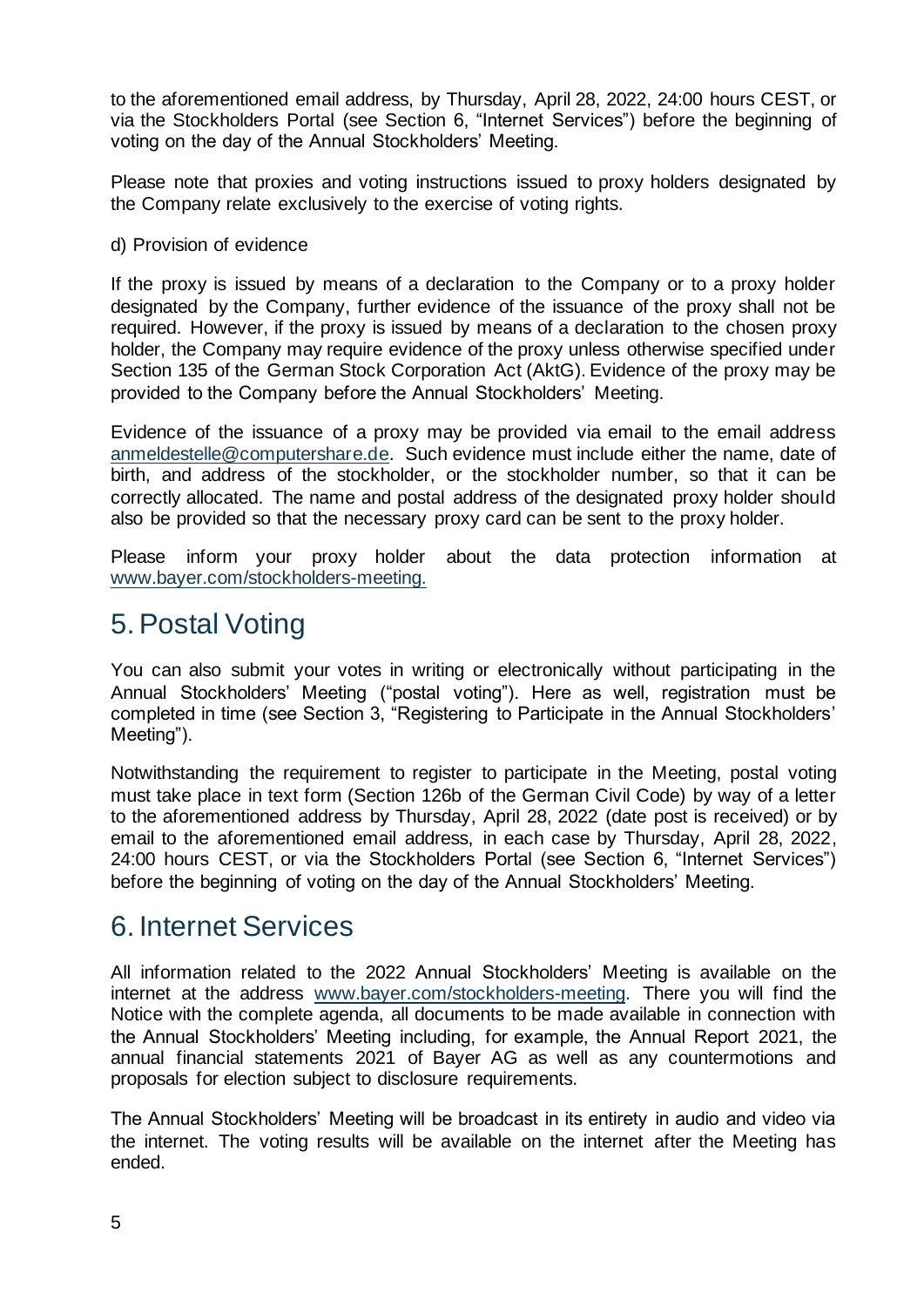to the aforementioned email address, by Thursday, April 28, 2022, 24:00 hours CEST, or via the Stockholders Portal (see Section 6, "Internet Services") before the beginning of voting on the day of the Annual Stockholders' Meeting.

Please note that proxies and voting instructions issued to proxy holders designated by the Company relate exclusively to the exercise of voting rights.

d) Provision of evidence

If the proxy is issued by means of a declaration to the Company or to a proxy holder designated by the Company, further evidence of the issuance of the proxy shall not be required. However, if the proxy is issued by means of a declaration to the chosen proxy holder, the Company may require evidence of the proxy unless otherwise specified under Section 135 of the German Stock Corporation Act (AktG). Evidence of the proxy may be provided to the Company before the Annual Stockholders' Meeting.

Evidence of the issuance of a proxy may be provided via email to the email address anmeldestelle@computershare.de. Such evidence must include either the name, date of birth, and address of the stockholder, or the stockholder number, so that it can be correctly allocated. The name and postal address of the designated proxy holder should also be provided so that the necessary proxy card can be sent to the proxy holder.

Please inform your proxy holder about the data protection information at www.bayer.com/stockholders-meeting.

# 5. Postal Voting

You can also submit your votes in writing or electronically without participating in the Annual Stockholders' Meeting ("postal voting"). Here as well, registration must be completed in time (see Section 3, "Registering to Participate in the Annual Stockholders' Meeting").

Notwithstanding the requirement to register to participate in the Meeting, postal voting must take place in text form (Section 126b of the German Civil Code) by way of a letter to the aforementioned address by Thursday, April 28, 2022 (date post is received) or by email to the aforementioned email address, in each case by Thursday, April 28, 2022, 24:00 hours CEST, or via the Stockholders Portal (see Section 6, "Internet Services") before the beginning of voting on the day of the Annual Stockholders' Meeting.

# 6. Internet Services

All information related to the 2022 Annual Stockholders' Meeting is available on the internet at the address www.bayer.com/stockholders-meeting. There you will find the Notice with the complete agenda, all documents to be made available in connection with the Annual Stockholders' Meeting including, for example, the Annual Report 2021, the annual financial statements 2021 of Bayer AG as well as any countermotions and proposals for election subject to disclosure requirements.

The Annual Stockholders' Meeting will be broadcast in its entirety in audio and video via the internet. The voting results will be available on the internet after the Meeting has ended.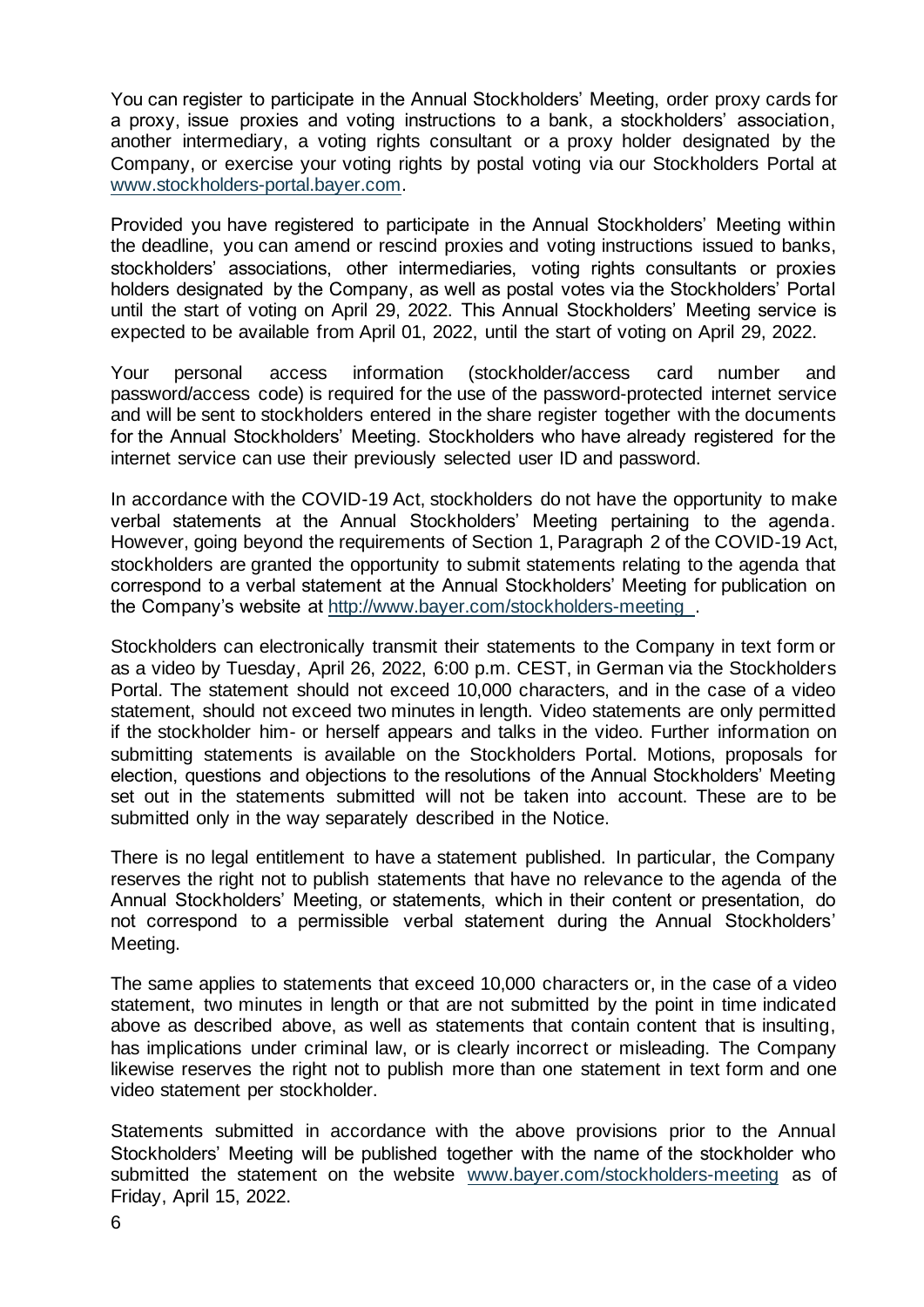You can register to participate in the Annual Stockholders' Meeting, order proxy cards for a proxy, issue proxies and voting instructions to a bank, a stockholders' association, another intermediary, a voting rights consultant or a proxy holder designated by the Company, or exercise your voting rights by postal voting via our Stockholders Portal at www.stockholders-portal.bayer.com.

Provided you have registered to participate in the Annual Stockholders' Meeting within the deadline, you can amend or rescind proxies and voting instructions issued to banks, stockholders' associations, other intermediaries, voting rights consultants or proxies holders designated by the Company, as well as postal votes via the Stockholders' Portal until the start of voting on April 29, 2022. This Annual Stockholders' Meeting service is expected to be available from April 01, 2022, until the start of voting on April 29, 2022.

Your personal access information (stockholder/access card number and password/access code) is required for the use of the password-protected internet service and will be sent to stockholders entered in the share register together with the documents for the Annual Stockholders' Meeting. Stockholders who have already registered for the internet service can use their previously selected user ID and password.

In accordance with the COVID-19 Act, stockholders do not have the opportunity to make verbal statements at the Annual Stockholders' Meeting pertaining to the agenda. However, going beyond the requirements of Section 1, Paragraph 2 of the COVID-19 Act, stockholders are granted the opportunity to submit statements relating to the agenda that correspond to a verbal statement at the Annual Stockholders' Meeting for publication on the Company's website at http://www.bayer.com/stockholders-meeting .

Stockholders can electronically transmit their statements to the Company in text form or as a video by Tuesday, April 26, 2022, 6:00 p.m. CEST, in German via the Stockholders Portal. The statement should not exceed 10,000 characters, and in the case of a video statement, should not exceed two minutes in length. Video statements are only permitted if the stockholder him- or herself appears and talks in the video. Further information on submitting statements is available on the Stockholders Portal. Motions, proposals for election, questions and objections to the resolutions of the Annual Stockholders' Meeting set out in the statements submitted will not be taken into account. These are to be submitted only in the way separately described in the Notice.

There is no legal entitlement to have a statement published. In particular, the Company reserves the right not to publish statements that have no relevance to the agenda of the Annual Stockholders' Meeting, or statements, which in their content or presentation, do not correspond to a permissible verbal statement during the Annual Stockholders' Meeting.

The same applies to statements that exceed 10,000 characters or, in the case of a video statement, two minutes in length or that are not submitted by the point in time indicated above as described above, as well as statements that contain content that is insulting, has implications under criminal law, or is clearly incorrect or misleading. The Company likewise reserves the right not to publish more than one statement in text form and one video statement per stockholder.

Statements submitted in accordance with the above provisions prior to the Annual Stockholders' Meeting will be published together with the name of the stockholder who submitted the statement on the website www.bayer.com/stockholders-meeting as of Friday, April 15, 2022.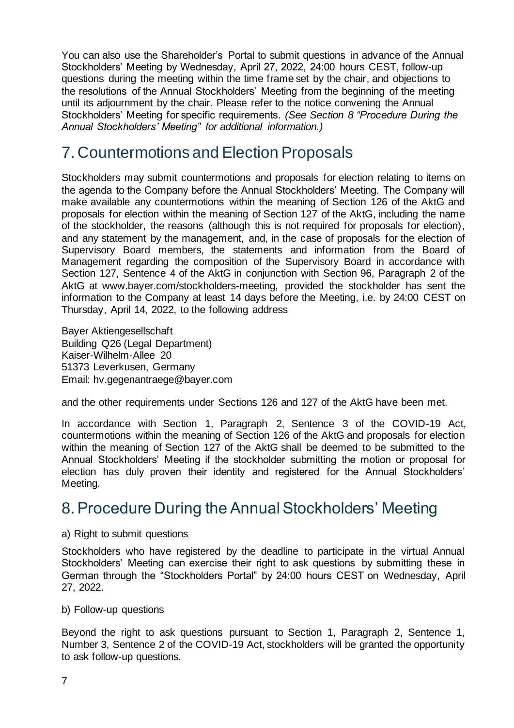You can also use the Shareholder's Portal to submit questions in advance of the Annual Stockholders' Meeting by Wednesday, April 27, 2022, 24:00 hours CEST, follow-up questions during the meeting within the time frame set by the chair, and objections to the resolutions of the Annual Stockholders' Meeting from the beginning of the meeting until its adjournment by the chair. Please refer to the notice convening the Annual Stockholders' Meeting for specific requirements. *(See Section 8 "Procedure During the Annual Stockholders' Meeting" for additional information.)*

# 7. Countermotions and Election Proposals

Stockholders may submit countermotions and proposals for election relating to items on the agenda to the Company before the Annual Stockholders' Meeting. The Company will make available any countermotions within the meaning of Section 126 of the AktG and proposals for election within the meaning of Section 127 of the AktG, including the name of the stockholder, the reasons (although this is not required for proposals for election), and any statement by the management, and, in the case of proposals for the election of Supervisory Board members, the statements and information from the Board of Management regarding the composition of the Supervisory Board in accordance with Section 127, Sentence 4 of the AktG in conjunction with Section 96, Paragraph 2 of the AktG at www.bayer.com/stockholders-meeting, provided the stockholder has sent the information to the Company at least 14 days before the Meeting, i.e. by 24:00 CEST on Thursday, April 14, 2022, to the following address

Bayer Aktiengesellschaft
Building Q26 (Legal Department)
Kaiser-Wilhelm-Allee 20
51373 Leverkusen, Germany
Email: hv.gegenantraege@bayer.com

and the other requirements under Sections 126 and 127 of the AktG have been met.

In accordance with Section 1, Paragraph 2, Sentence 3 of the COVID-19 Act, countermotions within the meaning of Section 126 of the AktG and proposals for election within the meaning of Section 127 of the AktG shall be deemed to be submitted to the Annual Stockholders' Meeting if the stockholder submitting the motion or proposal for election has duly proven their identity and registered for the Annual Stockholders' Meeting.

# 8. Procedure During the Annual Stockholders' Meeting

a) Right to submit questions

Stockholders who have registered by the deadline to participate in the virtual Annual Stockholders' Meeting can exercise their right to ask questions by submitting these in German through the "Stockholders Portal" by 24:00 hours CEST on Wednesday, April 27, 2022.

b) Follow-up questions

Beyond the right to ask questions pursuant to Section 1, Paragraph 2, Sentence 1, Number 3, Sentence 2 of the COVID-19 Act, stockholders will be granted the opportunity to ask follow-up questions.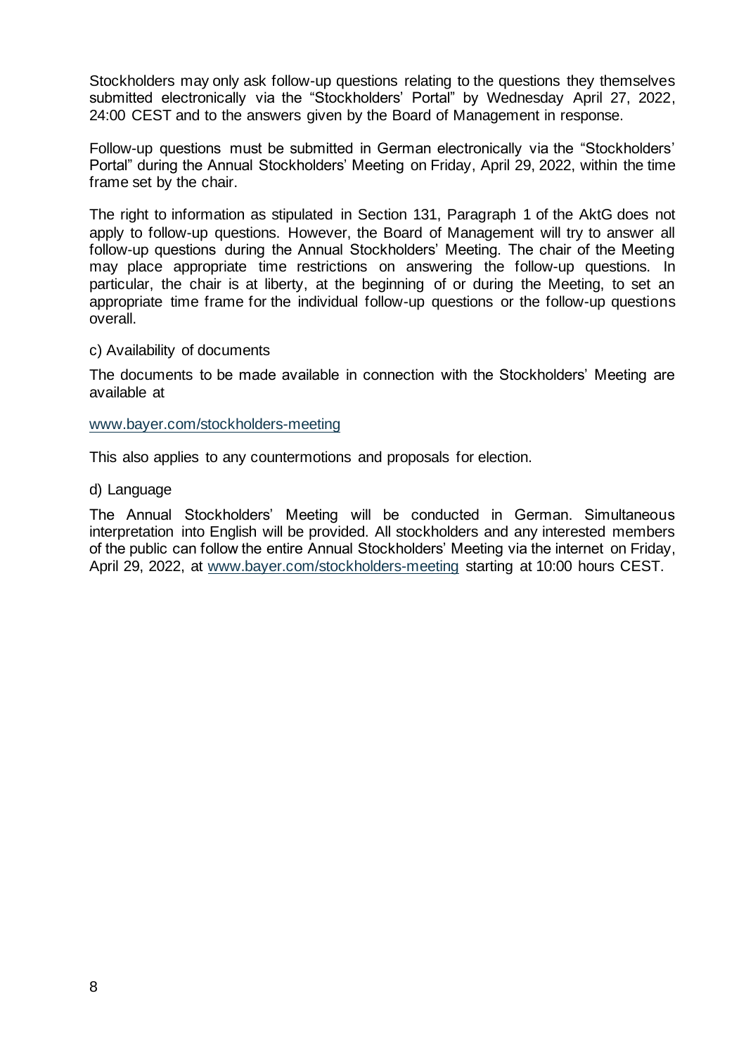Stockholders may only ask follow-up questions relating to the questions they themselves submitted electronically via the "Stockholders' Portal" by Wednesday April 27, 2022, 24:00 CEST and to the answers given by the Board of Management in response.

Follow-up questions must be submitted in German electronically via the "Stockholders' Portal" during the Annual Stockholders' Meeting on Friday, April 29, 2022, within the time frame set by the chair.

The right to information as stipulated in Section 131, Paragraph 1 of the AktG does not apply to follow-up questions. However, the Board of Management will try to answer all follow-up questions during the Annual Stockholders' Meeting. The chair of the Meeting may place appropriate time restrictions on answering the follow-up questions. In particular, the chair is at liberty, at the beginning of or during the Meeting, to set an appropriate time frame for the individual follow-up questions or the follow-up questions overall.

c) Availability of documents

The documents to be made available in connection with the Stockholders' Meeting are available at

www.bayer.com/stockholders-meeting

This also applies to any countermotions and proposals for election.

d) Language

The Annual Stockholders' Meeting will be conducted in German. Simultaneous interpretation into English will be provided. All stockholders and any interested members of the public can follow the entire Annual Stockholders' Meeting via the internet on Friday, April 29, 2022, at www.bayer.com/stockholders-meeting starting at 10:00 hours CEST.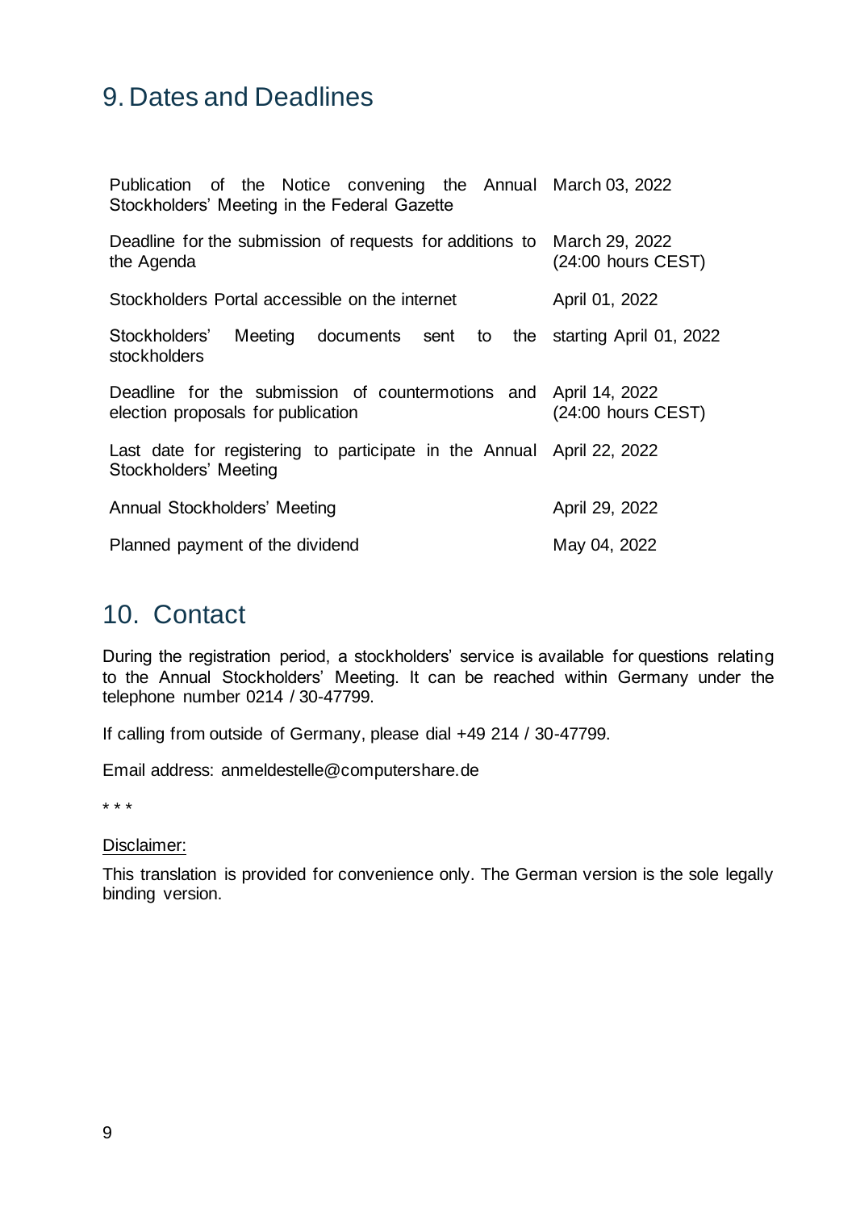## 9. Dates and Deadlines

| | |
|---|---|
| Publication of the Notice convening the Annual Stockholders' Meeting in the Federal Gazette | March 03, 2022 |
| Deadline for the submission of requests for additions to the Agenda | March 29, 2022 (24:00 hours CEST) |
| Stockholders Portal accessible on the internet | April 01, 2022 |
| Stockholders' Meeting documents sent to the stockholders | starting April 01, 2022 |
| Deadline for the submission of countermotions and election proposals for publication | April 14, 2022 (24:00 hours CEST) |
| Last date for registering to participate in the Annual Stockholders' Meeting | April 22, 2022 |
| Annual Stockholders' Meeting | April 29, 2022 |
| Planned payment of the dividend | May 04, 2022 |

## 10. Contact

During the registration period, a stockholders' service is available for questions relating to the Annual Stockholders' Meeting. It can be reached within Germany under the telephone number 0214 / 30-47799.

If calling from outside of Germany, please dial +49 214 / 30-47799.

Email address: anmeldestelle@computershare.de

* * *

Disclaimer:

This translation is provided for convenience only. The German version is the sole legally binding version.